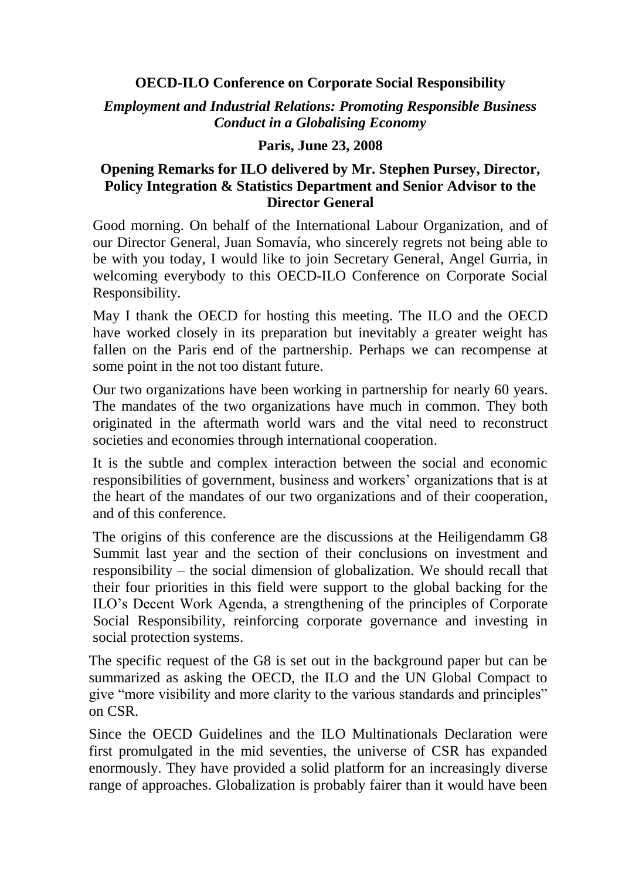**OECD-ILO Conference on Corporate Social Responsibility**

***Employment and Industrial Relations: Promoting Responsible Business Conduct in a Globalising Economy***

**Paris, June 23, 2008**

**Opening Remarks for ILO delivered by Mr. Stephen Pursey, Director, Policy Integration & Statistics Department and Senior Advisor to the Director General**

Good morning. On behalf of the International Labour Organization, and of our Director General, Juan Somavía, who sincerely regrets not being able to be with you today, I would like to join Secretary General, Angel Gurria, in welcoming everybody to this OECD-ILO Conference on Corporate Social Responsibility.

May I thank the OECD for hosting this meeting. The ILO and the OECD have worked closely in its preparation but inevitably a greater weight has fallen on the Paris end of the partnership. Perhaps we can recompense at some point in the not too distant future.

Our two organizations have been working in partnership for nearly 60 years. The mandates of the two organizations have much in common. They both originated in the aftermath world wars and the vital need to reconstruct societies and economies through international cooperation.

It is the subtle and complex interaction between the social and economic responsibilities of government, business and workers' organizations that is at the heart of the mandates of our two organizations and of their cooperation, and of this conference.

The origins of this conference are the discussions at the Heiligendamm G8 Summit last year and the section of their conclusions on investment and responsibility – the social dimension of globalization. We should recall that their four priorities in this field were support to the global backing for the ILO's Decent Work Agenda, a strengthening of the principles of Corporate Social Responsibility, reinforcing corporate governance and investing in social protection systems.

The specific request of the G8 is set out in the background paper but can be summarized as asking the OECD, the ILO and the UN Global Compact to give "more visibility and more clarity to the various standards and principles" on CSR.

Since the OECD Guidelines and the ILO Multinationals Declaration were first promulgated in the mid seventies, the universe of CSR has expanded enormously. They have provided a solid platform for an increasingly diverse range of approaches. Globalization is probably fairer than it would have been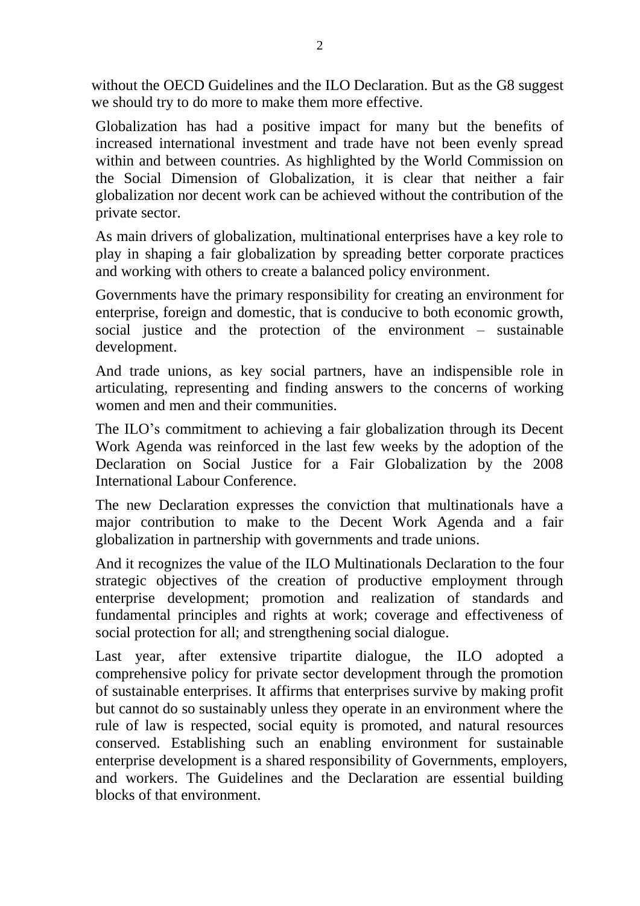without the OECD Guidelines and the ILO Declaration. But as the G8 suggest we should try to do more to make them more effective.

Globalization has had a positive impact for many but the benefits of increased international investment and trade have not been evenly spread within and between countries. As highlighted by the World Commission on the Social Dimension of Globalization, it is clear that neither a fair globalization nor decent work can be achieved without the contribution of the private sector.

As main drivers of globalization, multinational enterprises have a key role to play in shaping a fair globalization by spreading better corporate practices and working with others to create a balanced policy environment.

Governments have the primary responsibility for creating an environment for enterprise, foreign and domestic, that is conducive to both economic growth, social justice and the protection of the environment – sustainable development.

And trade unions, as key social partners, have an indispensible role in articulating, representing and finding answers to the concerns of working women and men and their communities.

The ILO's commitment to achieving a fair globalization through its Decent Work Agenda was reinforced in the last few weeks by the adoption of the Declaration on Social Justice for a Fair Globalization by the 2008 International Labour Conference.

The new Declaration expresses the conviction that multinationals have a major contribution to make to the Decent Work Agenda and a fair globalization in partnership with governments and trade unions.

And it recognizes the value of the ILO Multinationals Declaration to the four strategic objectives of the creation of productive employment through enterprise development; promotion and realization of standards and fundamental principles and rights at work; coverage and effectiveness of social protection for all; and strengthening social dialogue.

Last year, after extensive tripartite dialogue, the ILO adopted a comprehensive policy for private sector development through the promotion of sustainable enterprises. It affirms that enterprises survive by making profit but cannot do so sustainably unless they operate in an environment where the rule of law is respected, social equity is promoted, and natural resources conserved. Establishing such an enabling environment for sustainable enterprise development is a shared responsibility of Governments, employers, and workers. The Guidelines and the Declaration are essential building blocks of that environment.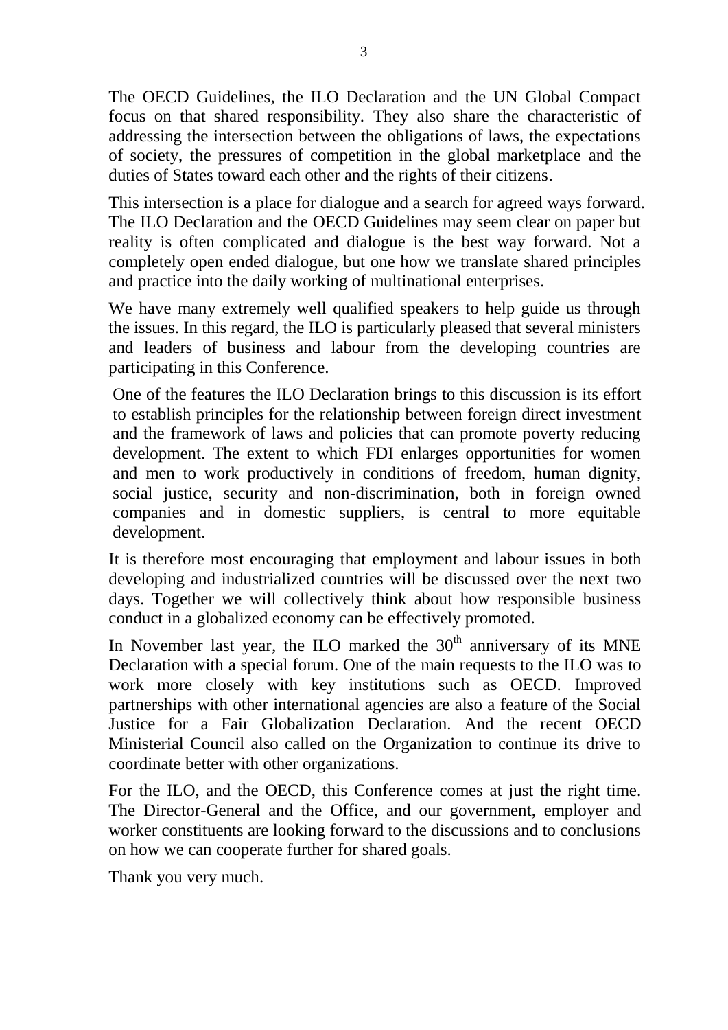The OECD Guidelines, the ILO Declaration and the UN Global Compact focus on that shared responsibility. They also share the characteristic of addressing the intersection between the obligations of laws, the expectations of society, the pressures of competition in the global marketplace and the duties of States toward each other and the rights of their citizens.

This intersection is a place for dialogue and a search for agreed ways forward. The ILO Declaration and the OECD Guidelines may seem clear on paper but reality is often complicated and dialogue is the best way forward. Not a completely open ended dialogue, but one how we translate shared principles and practice into the daily working of multinational enterprises.

We have many extremely well qualified speakers to help guide us through the issues. In this regard, the ILO is particularly pleased that several ministers and leaders of business and labour from the developing countries are participating in this Conference.

One of the features the ILO Declaration brings to this discussion is its effort to establish principles for the relationship between foreign direct investment and the framework of laws and policies that can promote poverty reducing development. The extent to which FDI enlarges opportunities for women and men to work productively in conditions of freedom, human dignity, social justice, security and non-discrimination, both in foreign owned companies and in domestic suppliers, is central to more equitable development.

It is therefore most encouraging that employment and labour issues in both developing and industrialized countries will be discussed over the next two days. Together we will collectively think about how responsible business conduct in a globalized economy can be effectively promoted.

In November last year, the ILO marked the 30th anniversary of its MNE Declaration with a special forum. One of the main requests to the ILO was to work more closely with key institutions such as OECD. Improved partnerships with other international agencies are also a feature of the Social Justice for a Fair Globalization Declaration. And the recent OECD Ministerial Council also called on the Organization to continue its drive to coordinate better with other organizations.

For the ILO, and the OECD, this Conference comes at just the right time. The Director-General and the Office, and our government, employer and worker constituents are looking forward to the discussions and to conclusions on how we can cooperate further for shared goals.

Thank you very much.